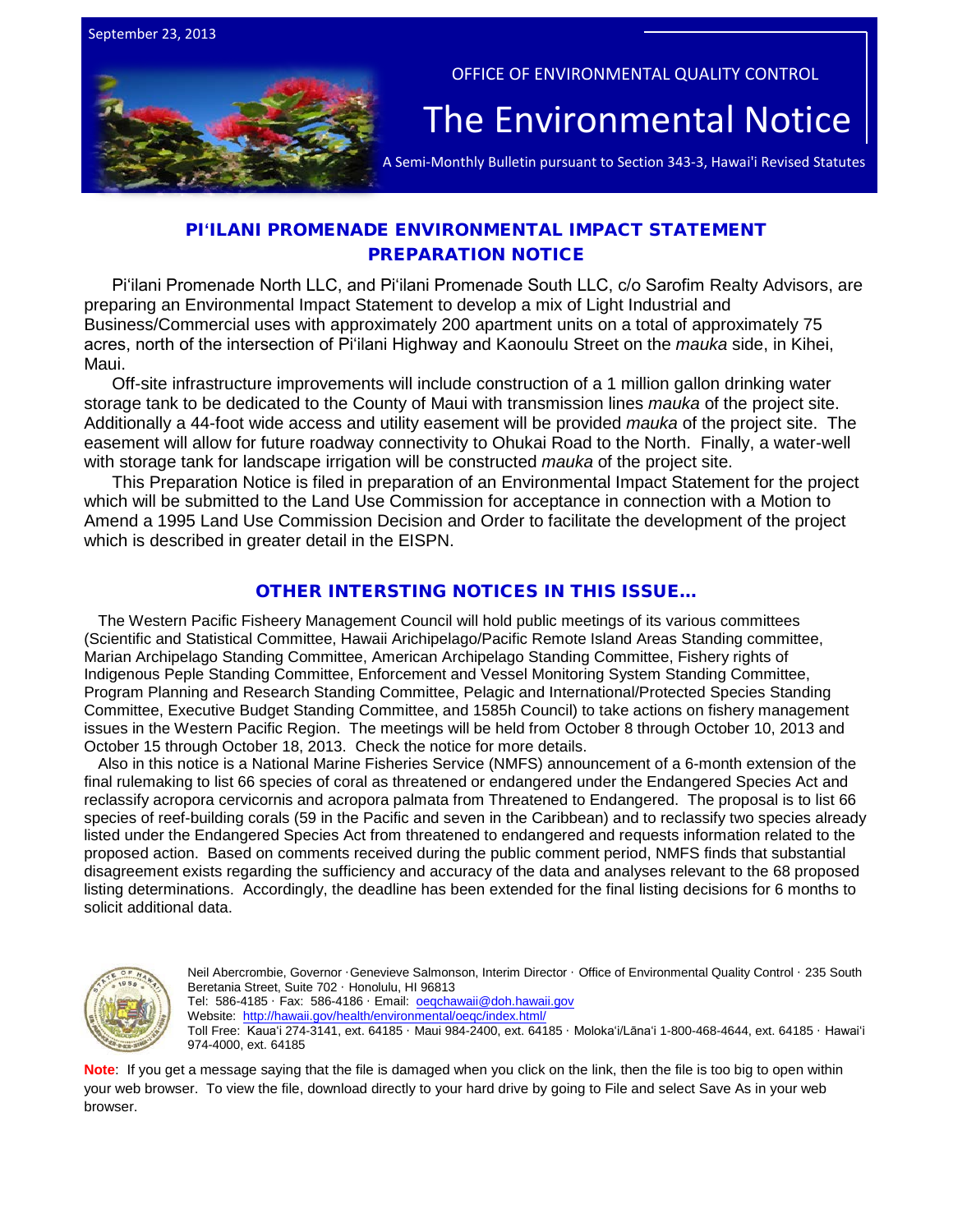September 23, 2013

OFFICE OF ENVIRONMENTAL QUALITY CONTROL

# The Environmental Notice

A Semi-Monthly Bulletin pursuant to Section 343-3, Hawai'i Revised Statutes

## PIʻILANI PROMENADE ENVIRONMENTAL IMPACT STATEMENT PREPARATION NOTICE

Piʻilani Promenade North LLC, and Piʻilani Promenade South LLC, c/o Sarofim Realty Advisors, are preparing an Environmental Impact Statement to develop a mix of Light Industrial and Business/Commercial uses with approximately 200 apartment units on a total of approximately 75 acres, north of the intersection of Piʻilani Highway and Kaonoulu Street on the *mauka* side, in Kihei, Maui.

Off-site infrastructure improvements will include construction of a 1 million gallon drinking water storage tank to be dedicated to the County of Maui with transmission lines *mauka* of the project site. Additionally a 44-foot wide access and utility easement will be provided *mauka* of the project site. The easement will allow for future roadway connectivity to Ohukai Road to the North. Finally, a water-well with storage tank for landscape irrigation will be constructed *mauka* of the project site.

This Preparation Notice is filed in preparation of an Environmental Impact Statement for the project which will be submitted to the Land Use Commission for acceptance in connection with a Motion to Amend a 1995 Land Use Commission Decision and Order to facilitate the development of the project which is described in greater detail in the EISPN.

## OTHER INTERSTING NOTICES IN THIS ISSUE…

The Western Pacific Fisheery Management Council will hold public meetings of its various committees (Scientific and Statistical Committee, Hawaii Arichipelago/Pacific Remote Island Areas Standing committee, Marian Archipelago Standing Committee, American Archipelago Standing Committee, Fishery rights of Indigenous Peple Standing Committee, Enforcement and Vessel Monitoring System Standing Committee, Program Planning and Research Standing Committee, Pelagic and International/Protected Species Standing Committee, Executive Budget Standing Committee, and 1585h Council) to take actions on fishery management issues in the Western Pacific Region. The meetings will be held from October 8 through October 10, 2013 and October 15 through October 18, 2013. Check the notice for more details.

Also in this notice is a National Marine Fisheries Service (NMFS) announcement of a 6-month extension of the final rulemaking to list 66 species of coral as threatened or endangered under the Endangered Species Act and reclassify acropora cervicornis and acropora palmata from Threatened to Endangered. The proposal is to list 66 species of reef-building corals (59 in the Pacific and seven in the Caribbean) and to reclassify two species already listed under the Endangered Species Act from threatened to endangered and requests information related to the proposed action. Based on comments received during the public comment period, NMFS finds that substantial disagreement exists regarding the sufficiency and accuracy of the data and analyses relevant to the 68 proposed listing determinations. Accordingly, the deadline has been extended for the final listing decisions for 6 months to solicit additional data.

Neil Abercrombie, Governor · Genevieve Salmonson, Interim Director · Office of Environmental Quality Control · 235 South Beretania Street, Suite 702 · Honolulu, HI 96813
Tel: 586-4185 · Fax: 586-4186 · Email: oeqchawaii@doh.hawaii.gov
Website: http://hawaii.gov/health/environmental/oeqc/index.html/
Toll Free: Kauaʻi 274-3141, ext. 64185 · Maui 984-2400, ext. 64185 · Molokaʻi/Lānaʻi 1-800-468-4644, ext. 64185 · Hawaiʻi 974-4000, ext. 64185

**Note**: If you get a message saying that the file is damaged when you click on the link, then the file is too big to open within your web browser. To view the file, download directly to your hard drive by going to File and select Save As in your web browser.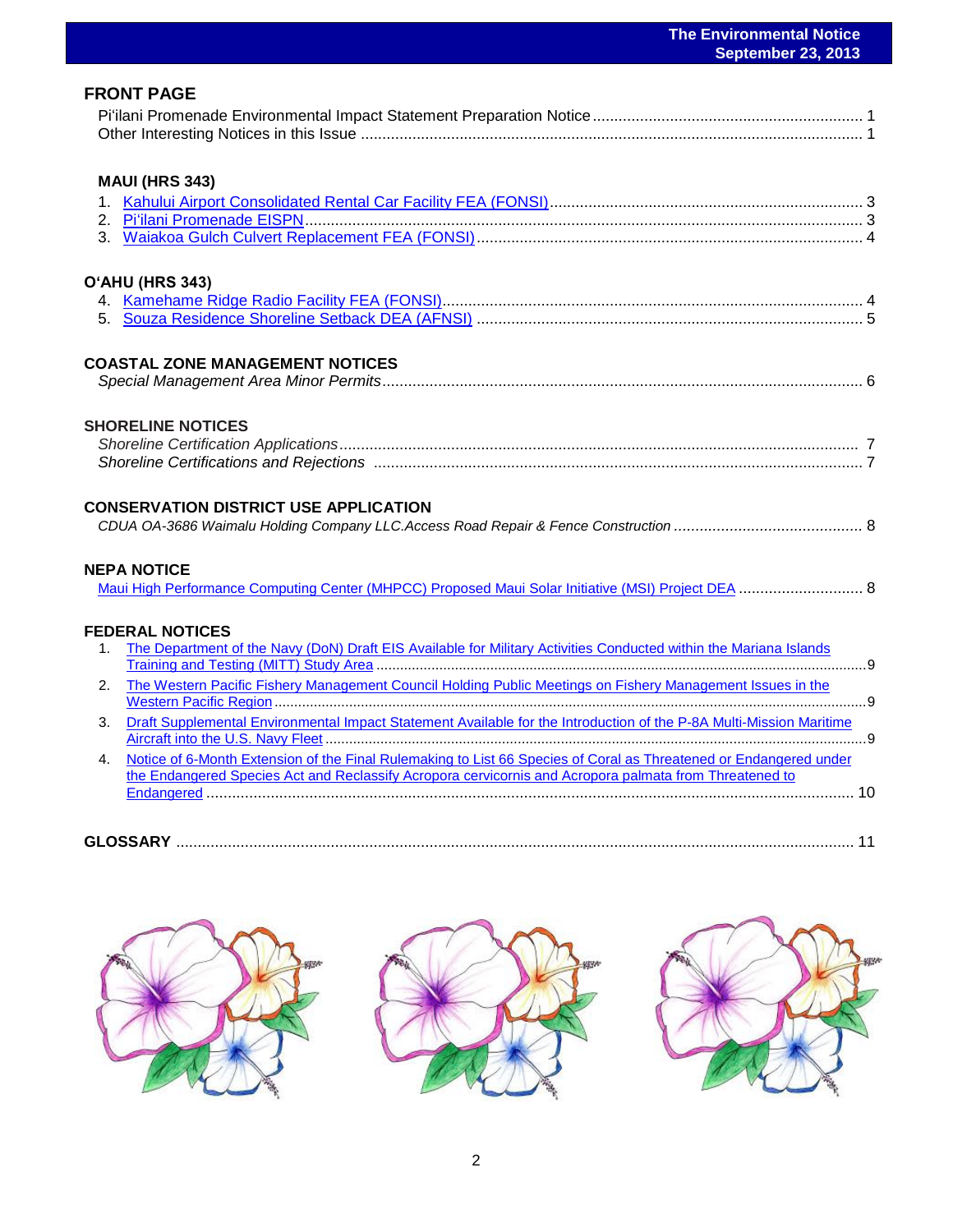## FRONT PAGE

Pi'ilani Promenade Environmental Impact Statement Preparation Notice ........ 1
Other Interesting Notices in this Issue ........ 1

### MAUI (HRS 343)

1. Kahului Airport Consolidated Rental Car Facility FEA (FONSI) ........ 3
2. Pi'ilani Promenade EISPN ........ 3
3. Waiakoa Gulch Culvert Replacement FEA (FONSI) ........ 4

### O'AHU (HRS 343)

4. Kamehame Ridge Radio Facility FEA (FONSI) ........ 4
5. Souza Residence Shoreline Setback DEA (AFNSI) ........ 5

## COASTAL ZONE MANAGEMENT NOTICES

*Special Management Area Minor Permits* ........ 6

## SHORELINE NOTICES

*Shoreline Certification Applications* ........ 7
*Shoreline Certifications and Rejections* ........ 7

## CONSERVATION DISTRICT USE APPLICATION

*CDUA OA-3686 Waimalu Holding Company LLC.Access Road Repair & Fence Construction* ........ 8

## NEPA NOTICE

Maui High Performance Computing Center (MHPCC) Proposed Maui Solar Initiative (MSI) Project DEA ........ 8

## FEDERAL NOTICES

1. The Department of the Navy (DoN) Draft EIS Available for Military Activities Conducted within the Mariana Islands Training and Testing (MITT) Study Area ........ 9
2. The Western Pacific Fishery Management Council Holding Public Meetings on Fishery Management Issues in the Western Pacific Region ........ 9
3. Draft Supplemental Environmental Impact Statement Available for the Introduction of the P-8A Multi-Mission Maritime Aircraft into the U.S. Navy Fleet ........ 9
4. Notice of 6-Month Extension of the Final Rulemaking to List 66 Species of Coral as Threatened or Endangered under the Endangered Species Act and Reclassify Acropora cervicornis and Acropora palmata from Threatened to Endangered ........ 10

## GLOSSARY ........ 11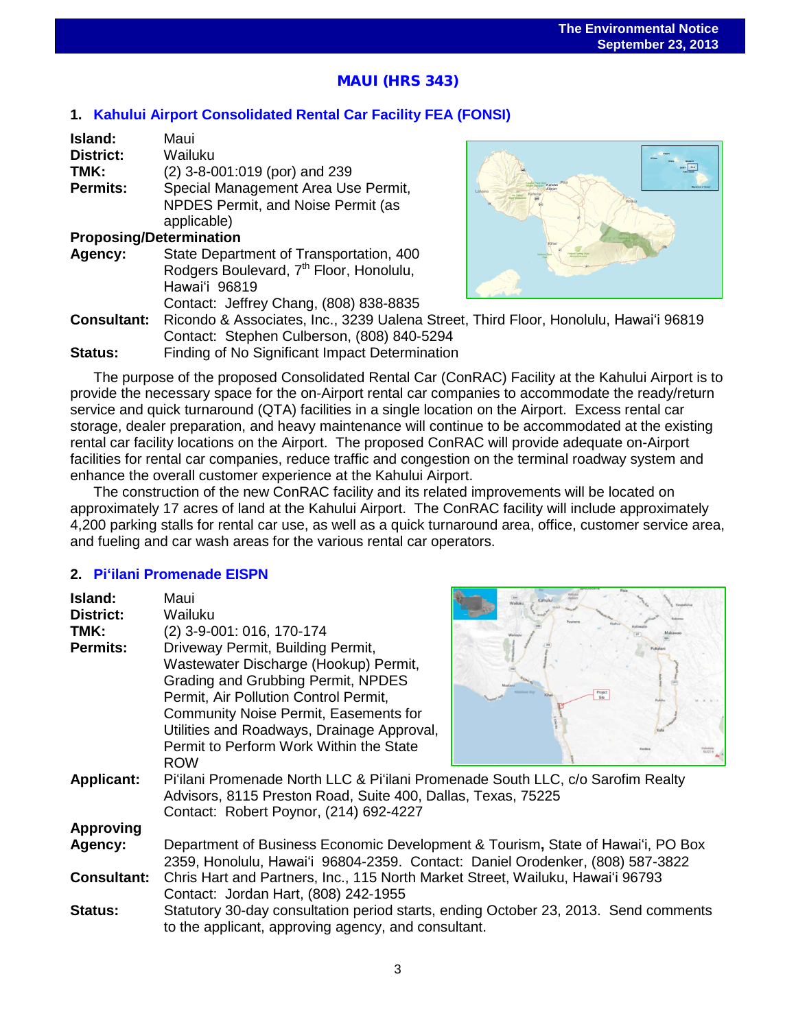## MAUI (HRS 343)

### 1. Kahului Airport Consolidated Rental Car Facility FEA (FONSI)

**Island:** Maui
**District:** Wailuku
**TMK:** (2) 3-8-001:019 (por) and 239
**Permits:** Special Management Area Use Permit, NPDES Permit, and Noise Permit (as applicable)
**Proposing/Determination Agency:** State Department of Transportation, 400 Rodgers Boulevard, 7th Floor, Honolulu, Hawaiʻi 96819
Contact: Jeffrey Chang, (808) 838-8835
**Consultant:** Ricondo & Associates, Inc., 3239 Ualena Street, Third Floor, Honolulu, Hawaiʻi 96819
Contact: Stephen Culberson, (808) 840-5294
**Status:** Finding of No Significant Impact Determination

The purpose of the proposed Consolidated Rental Car (ConRAC) Facility at the Kahului Airport is to provide the necessary space for the on-Airport rental car companies to accommodate the ready/return service and quick turnaround (QTA) facilities in a single location on the Airport. Excess rental car storage, dealer preparation, and heavy maintenance will continue to be accommodated at the existing rental car facility locations on the Airport. The proposed ConRAC will provide adequate on-Airport facilities for rental car companies, reduce traffic and congestion on the terminal roadway system and enhance the overall customer experience at the Kahului Airport.

The construction of the new ConRAC facility and its related improvements will be located on approximately 17 acres of land at the Kahului Airport. The ConRAC facility will include approximately 4,200 parking stalls for rental car use, as well as a quick turnaround area, office, customer service area, and fueling and car wash areas for the various rental car operators.

### 2. Piʻilani Promenade EISPN

**Island:** Maui
**District:** Wailuku
**TMK:** (2) 3-9-001: 016, 170-174
**Permits:** Driveway Permit, Building Permit, Wastewater Discharge (Hookup) Permit, Grading and Grubbing Permit, NPDES Permit, Air Pollution Control Permit, Community Noise Permit, Easements for Utilities and Roadways, Drainage Approval, Permit to Perform Work Within the State ROW
**Applicant:** Piʻilani Promenade North LLC & Piʻilani Promenade South LLC, c/o Sarofim Realty Advisors, 8115 Preston Road, Suite 400, Dallas, Texas, 75225
Contact: Robert Poynor, (214) 692-4227
**Approving Agency:** Department of Business Economic Development & Tourism, State of Hawaiʻi, PO Box 2359, Honolulu, Hawaiʻi 96804-2359. Contact: Daniel Orodenker, (808) 587-3822
**Consultant:** Chris Hart and Partners, Inc., 115 North Market Street, Wailuku, Hawaiʻi 96793
Contact: Jordan Hart, (808) 242-1955
**Status:** Statutory 30-day consultation period starts, ending October 23, 2013. Send comments to the applicant, approving agency, and consultant.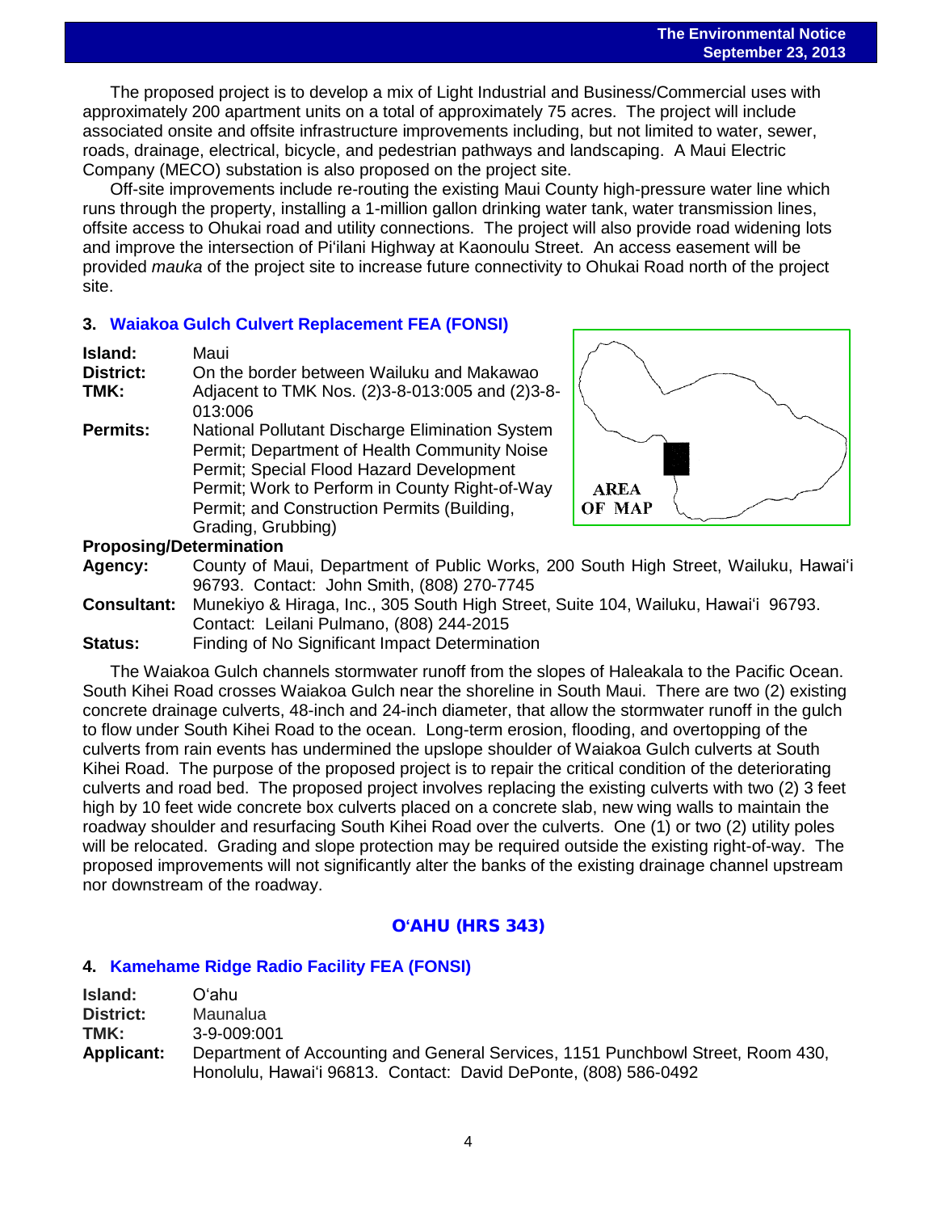The proposed project is to develop a mix of Light Industrial and Business/Commercial uses with approximately 200 apartment units on a total of approximately 75 acres. The project will include associated onsite and offsite infrastructure improvements including, but not limited to water, sewer, roads, drainage, electrical, bicycle, and pedestrian pathways and landscaping. A Maui Electric Company (MECO) substation is also proposed on the project site.

Off-site improvements include re-routing the existing Maui County high-pressure water line which runs through the property, installing a 1-million gallon drinking water tank, water transmission lines, offsite access to Ohukai road and utility connections. The project will also provide road widening lots and improve the intersection of Pi'ilani Highway at Kaonoulu Street. An access easement will be provided *mauka* of the project site to increase future connectivity to Ohukai Road north of the project site.

### 3. Waiakoa Gulch Culvert Replacement FEA (FONSI)

**Island:** Maui
**District:** On the border between Wailuku and Makawao
**TMK:** Adjacent to TMK Nos. (2)3-8-013:005 and (2)3-8-013:006
**Permits:** National Pollutant Discharge Elimination System Permit; Department of Health Community Noise Permit; Special Flood Hazard Development Permit; Work to Perform in County Right-of-Way Permit; and Construction Permits (Building, Grading, Grubbing)

AREA OF MAP

**Proposing/Determination**
**Agency:** County of Maui, Department of Public Works, 200 South High Street, Wailuku, Hawai'i 96793. Contact: John Smith, (808) 270-7745
**Consultant:** Munekiyo & Hiraga, Inc., 305 South High Street, Suite 104, Wailuku, Hawai'i 96793. Contact: Leilani Pulmano, (808) 244-2015
**Status:** Finding of No Significant Impact Determination

The Waiakoa Gulch channels stormwater runoff from the slopes of Haleakala to the Pacific Ocean. South Kihei Road crosses Waiakoa Gulch near the shoreline in South Maui. There are two (2) existing concrete drainage culverts, 48-inch and 24-inch diameter, that allow the stormwater runoff in the gulch to flow under South Kihei Road to the ocean. Long-term erosion, flooding, and overtopping of the culverts from rain events has undermined the upslope shoulder of Waiakoa Gulch culverts at South Kihei Road. The purpose of the proposed project is to repair the critical condition of the deteriorating culverts and road bed. The proposed project involves replacing the existing culverts with two (2) 3 feet high by 10 feet wide concrete box culverts placed on a concrete slab, new wing walls to maintain the roadway shoulder and resurfacing South Kihei Road over the culverts. One (1) or two (2) utility poles will be relocated. Grading and slope protection may be required outside the existing right-of-way. The proposed improvements will not significantly alter the banks of the existing drainage channel upstream nor downstream of the roadway.

## O'AHU (HRS 343)

### 4. Kamehame Ridge Radio Facility FEA (FONSI)

**Island:** O'ahu
**District:** Maunalua
**TMK:** 3-9-009:001
**Applicant:** Department of Accounting and General Services, 1151 Punchbowl Street, Room 430, Honolulu, Hawai'i 96813. Contact: David DePonte, (808) 586-0492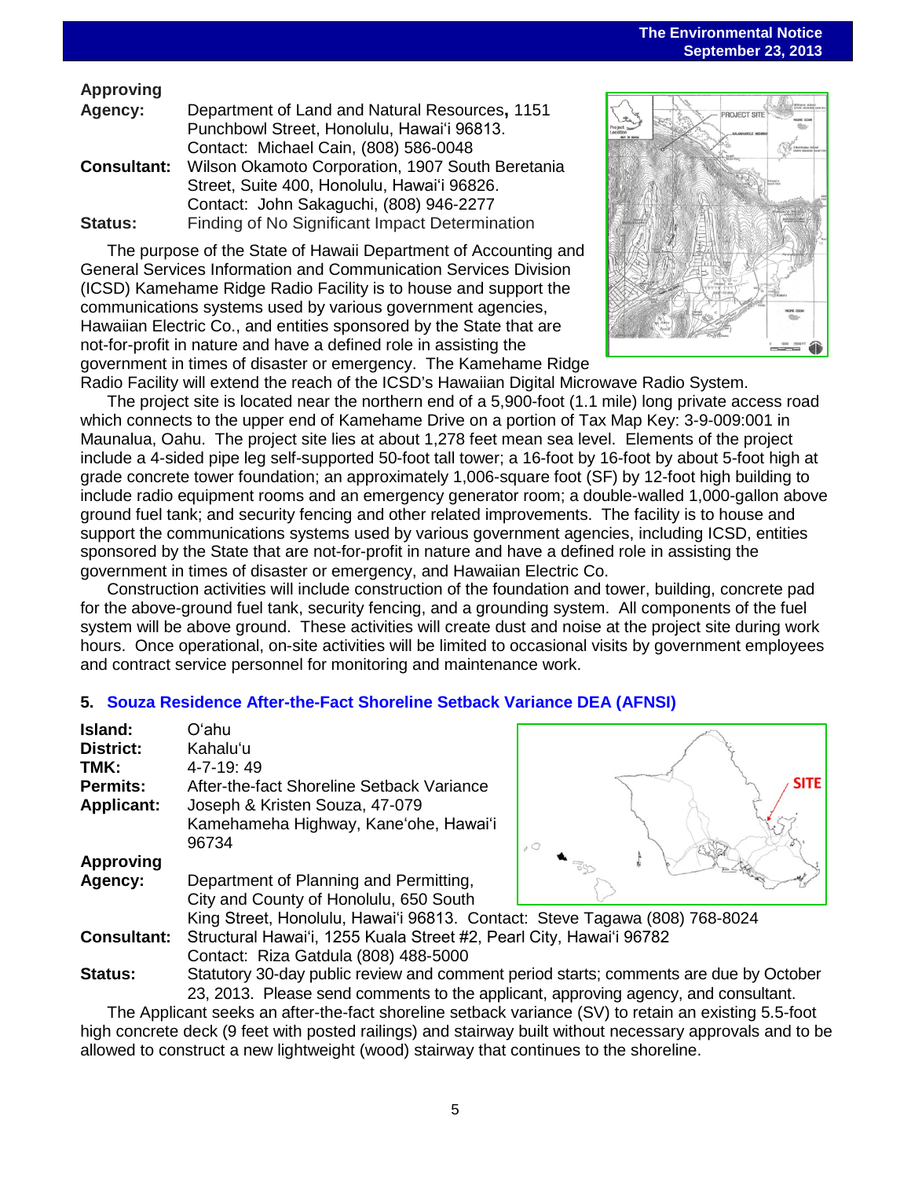**Approving Agency:** Department of Land and Natural Resources**,** 1151 Punchbowl Street, Honolulu, Hawai'i 96813. Contact: Michael Cain, (808) 586-0048

**Consultant:** Wilson Okamoto Corporation, 1907 South Beretania Street, Suite 400, Honolulu, Hawai'i 96826. Contact: John Sakaguchi, (808) 946-2277

**Status:** Finding of No Significant Impact Determination

The purpose of the State of Hawaii Department of Accounting and General Services Information and Communication Services Division (ICSD) Kamehame Ridge Radio Facility is to house and support the communications systems used by various government agencies, Hawaiian Electric Co., and entities sponsored by the State that are not-for-profit in nature and have a defined role in assisting the government in times of disaster or emergency. The Kamehame Ridge Radio Facility will extend the reach of the ICSD's Hawaiian Digital Microwave Radio System.

The project site is located near the northern end of a 5,900-foot (1.1 mile) long private access road which connects to the upper end of Kamehame Drive on a portion of Tax Map Key: 3-9-009:001 in Maunalua, Oahu. The project site lies at about 1,278 feet mean sea level. Elements of the project include a 4-sided pipe leg self-supported 50-foot tall tower; a 16-foot by 16-foot by about 5-foot high at grade concrete tower foundation; an approximately 1,006-square foot (SF) by 12-foot high building to include radio equipment rooms and an emergency generator room; a double-walled 1,000-gallon above ground fuel tank; and security fencing and other related improvements. The facility is to house and support the communications systems used by various government agencies, including ICSD, entities sponsored by the State that are not-for-profit in nature and have a defined role in assisting the government in times of disaster or emergency, and Hawaiian Electric Co.

Construction activities will include construction of the foundation and tower, building, concrete pad for the above-ground fuel tank, security fencing, and a grounding system. All components of the fuel system will be above ground. These activities will create dust and noise at the project site during work hours. Once operational, on-site activities will be limited to occasional visits by government employees and contract service personnel for monitoring and maintenance work.

## 5. Souza Residence After-the-Fact Shoreline Setback Variance DEA (AFNSI)

**Island:** O'ahu

**District:** Kahalu'u

**TMK:** 4-7-19: 49

**Permits:** After-the-fact Shoreline Setback Variance

**Applicant:** Joseph & Kristen Souza, 47-079 Kamehameha Highway, Kane'ohe, Hawai'i 96734

**Approving Agency:** Department of Planning and Permitting, City and County of Honolulu, 650 South King Street, Honolulu, Hawai'i 96813. Contact: Steve Tagawa (808) 768-8024

**Consultant:** Structural Hawai'i, 1255 Kuala Street #2, Pearl City, Hawai'i 96782 Contact: Riza Gatdula (808) 488-5000

**Status:** Statutory 30-day public review and comment period starts; comments are due by October 23, 2013. Please send comments to the applicant, approving agency, and consultant.

The Applicant seeks an after-the-fact shoreline setback variance (SV) to retain an existing 5.5-foot high concrete deck (9 feet with posted railings) and stairway built without necessary approvals and to be allowed to construct a new lightweight (wood) stairway that continues to the shoreline.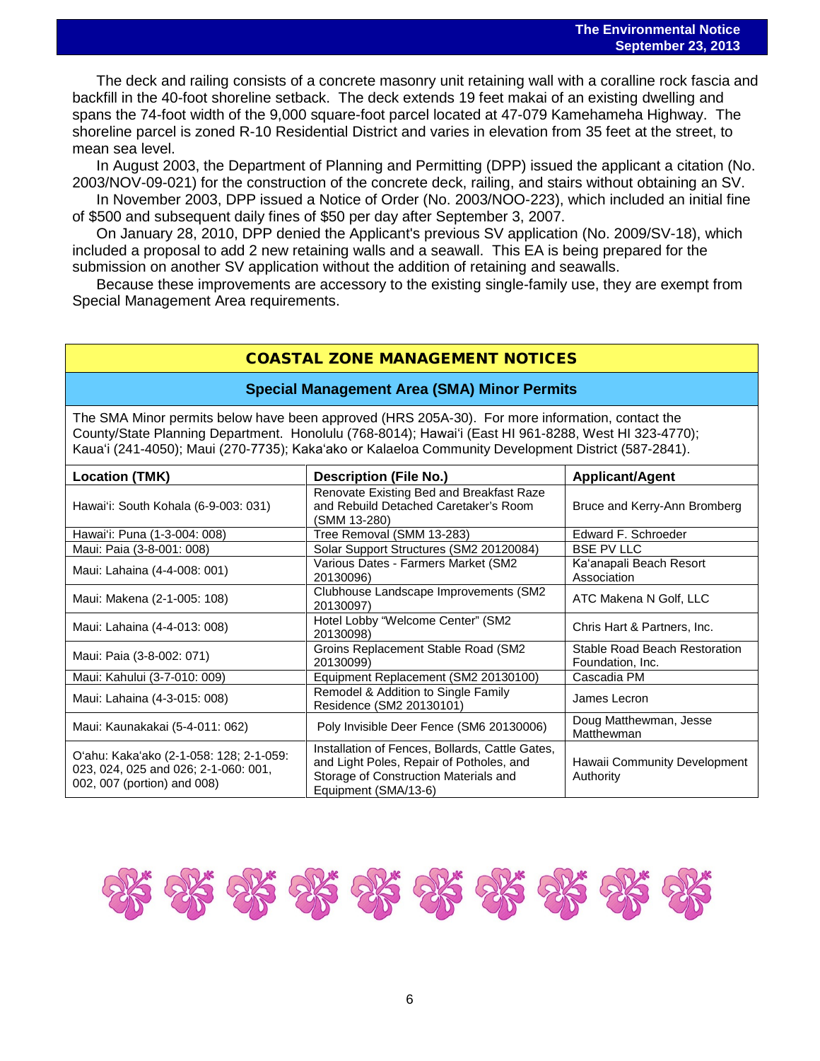The deck and railing consists of a concrete masonry unit retaining wall with a coralline rock fascia and backfill in the 40-foot shoreline setback. The deck extends 19 feet makai of an existing dwelling and spans the 74-foot width of the 9,000 square-foot parcel located at 47-079 Kamehameha Highway. The shoreline parcel is zoned R-10 Residential District and varies in elevation from 35 feet at the street, to mean sea level.

In August 2003, the Department of Planning and Permitting (DPP) issued the applicant a citation (No. 2003/NOV-09-021) for the construction of the concrete deck, railing, and stairs without obtaining an SV.

In November 2003, DPP issued a Notice of Order (No. 2003/NOO-223), which included an initial fine of $500 and subsequent daily fines of $50 per day after September 3, 2007.

On January 28, 2010, DPP denied the Applicant's previous SV application (No. 2009/SV-18), which included a proposal to add 2 new retaining walls and a seawall. This EA is being prepared for the submission on another SV application without the addition of retaining and seawalls.

Because these improvements are accessory to the existing single-family use, they are exempt from Special Management Area requirements.

## COASTAL ZONE MANAGEMENT NOTICES

### Special Management Area (SMA) Minor Permits

The SMA Minor permits below have been approved (HRS 205A-30). For more information, contact the County/State Planning Department. Honolulu (768-8014); Hawaiʻi (East HI 961-8288, West HI 323-4770); Kauaʻi (241-4050); Maui (270-7735); Kakaʻako or Kalaeloa Community Development District (587-2841).

| Location (TMK) | Description (File No.) | Applicant/Agent |
|---|---|---|
| Hawaiʻi: South Kohala (6-9-003: 031) | Renovate Existing Bed and Breakfast Raze and Rebuild Detached Caretaker's Room (SMM 13-280) | Bruce and Kerry-Ann Bromberg |
| Hawaiʻi: Puna (1-3-004: 008) | Tree Removal (SMM 13-283) | Edward F. Schroeder |
| Maui: Paia (3-8-001: 008) | Solar Support Structures (SM2 20120084) | BSE PV LLC |
| Maui: Lahaina (4-4-008: 001) | Various Dates - Farmers Market (SM2 20130096) | Kaʻanapali Beach Resort Association |
| Maui: Makena (2-1-005: 108) | Clubhouse Landscape Improvements (SM2 20130097) | ATC Makena N Golf, LLC |
| Maui: Lahaina (4-4-013: 008) | Hotel Lobby "Welcome Center" (SM2 20130098) | Chris Hart & Partners, Inc. |
| Maui: Paia (3-8-002: 071) | Groins Replacement Stable Road (SM2 20130099) | Stable Road Beach Restoration Foundation, Inc. |
| Maui: Kahului (3-7-010: 009) | Equipment Replacement (SM2 20130100) | Cascadia PM |
| Maui: Lahaina (4-3-015: 008) | Remodel & Addition to Single Family Residence (SM2 20130101) | James Lecron |
| Maui: Kaunakakai (5-4-011: 062) | Poly Invisible Deer Fence (SM6 20130006) | Doug Matthewman, Jesse Matthewman |
| Oʻahu: Kakaʻako (2-1-058: 128; 2-1-059: 023, 024, 025 and 026; 2-1-060: 001, 002, 007 (portion) and 008) | Installation of Fences, Bollards, Cattle Gates, and Light Poles, Repair of Potholes, and Storage of Construction Materials and Equipment (SMA/13-6) | Hawaii Community Development Authority |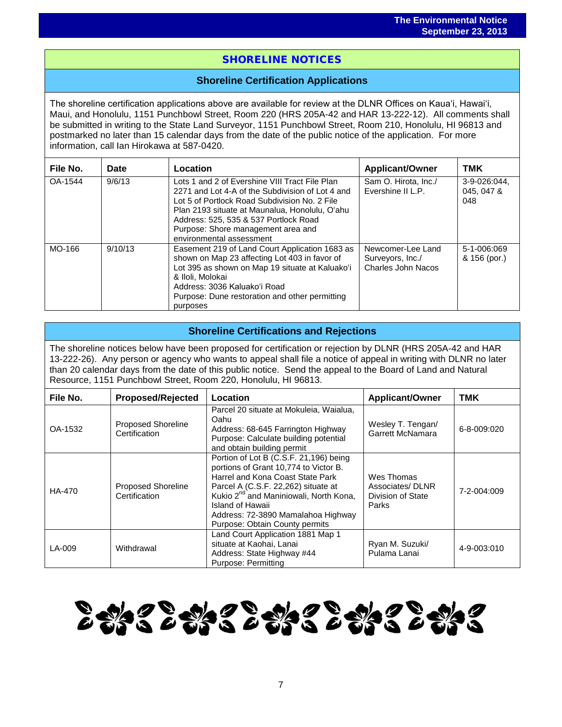## SHORELINE NOTICES

### Shoreline Certification Applications

The shoreline certification applications above are available for review at the DLNR Offices on Kauaʻi, Hawaiʻi, Maui, and Honolulu, 1151 Punchbowl Street, Room 220 (HRS 205A-42 and HAR 13-222-12). All comments shall be submitted in writing to the State Land Surveyor, 1151 Punchbowl Street, Room 210, Honolulu, HI 96813 and postmarked no later than 15 calendar days from the date of the public notice of the application. For more information, call Ian Hirokawa at 587-0420.

| File No. | Date | Location | Applicant/Owner | TMK |
|---|---|---|---|---|
| OA-1544 | 9/6/13 | Lots 1 and 2 of Evershine VIII Tract File Plan 2271 and Lot 4-A of the Subdivision of Lot 4 and Lot 5 of Portlock Road Subdivision No. 2 File Plan 2193 situate at Maunalua, Honolulu, Oʻahu<br>Address: 525, 535 & 537 Portlock Road<br>Purpose: Shore management area and environmental assessment | Sam O. Hirota, Inc./ Evershine II L.P. | 3-9-026:044, 045, 047 & 048 |
| MO-166 | 9/10/13 | Easement 219 of Land Court Application 1683 as shown on Map 23 affecting Lot 403 in favor of Lot 395 as shown on Map 19 situate at Kaluakoʻi & Iloli, Molokai<br>Address: 3036 Kaluakoʻi Road<br>Purpose: Dune restoration and other permitting purposes | Newcomer-Lee Land Surveyors, Inc./ Charles John Nacos | 5-1-006:069 & 156 (por.) |

### Shoreline Certifications and Rejections

The shoreline notices below have been proposed for certification or rejection by DLNR (HRS 205A-42 and HAR 13-222-26). Any person or agency who wants to appeal shall file a notice of appeal in writing with DLNR no later than 20 calendar days from the date of this public notice. Send the appeal to the Board of Land and Natural Resource, 1151 Punchbowl Street, Room 220, Honolulu, HI 96813.

| File No. | Proposed/Rejected | Location | Applicant/Owner | TMK |
|---|---|---|---|---|
| OA-1532 | Proposed Shoreline Certification | Parcel 20 situate at Mokuleia, Waialua, Oahu<br>Address: 68-645 Farrington Highway<br>Purpose: Calculate building potential and obtain building permit | Wesley T. Tengan/ Garrett McNamara | 6-8-009:020 |
| HA-470 | Proposed Shoreline Certification | Portion of Lot B (C.S.F. 21,196) being portions of Grant 10,774 to Victor B. Harrel and Kona Coast State Park Parcel A (C.S.F. 22,262) situate at Kukio 2nd and Maniniowali, North Kona, Island of Hawaii<br>Address: 72-3890 Mamalahoa Highway<br>Purpose: Obtain County permits | Wes Thomas Associates/ DLNR Division of State Parks | 7-2-004:009 |
| LA-009 | Withdrawal | Land Court Application 1881 Map 1 situate at Kaohai, Lanai<br>Address: State Highway #44<br>Purpose: Permitting | Ryan M. Suzuki/ Pulama Lanai | 4-9-003:010 |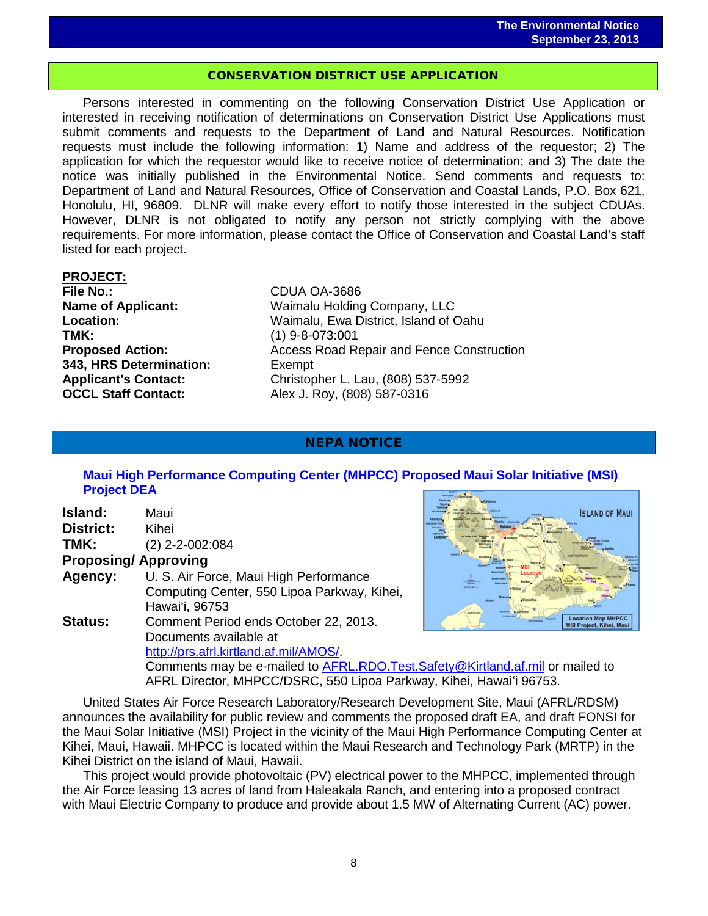## CONSERVATION DISTRICT USE APPLICATION

Persons interested in commenting on the following Conservation District Use Application or interested in receiving notification of determinations on Conservation District Use Applications must submit comments and requests to the Department of Land and Natural Resources. Notification requests must include the following information: 1) Name and address of the requestor; 2) The application for which the requestor would like to receive notice of determination; and 3) The date the notice was initially published in the Environmental Notice. Send comments and requests to: Department of Land and Natural Resources, Office of Conservation and Coastal Lands, P.O. Box 621, Honolulu, HI, 96809. DLNR will make every effort to notify those interested in the subject CDUAs. However, DLNR is not obligated to notify any person not strictly complying with the above requirements. For more information, please contact the Office of Conservation and Coastal Land's staff listed for each project.

**PROJECT:**

**File No.:** CDUA OA-3686
**Name of Applicant:** Waimalu Holding Company, LLC
**Location:** Waimalu, Ewa District, Island of Oahu
**TMK:** (1) 9-8-073:001
**Proposed Action:** Access Road Repair and Fence Construction
**343, HRS Determination:** Exempt
**Applicant's Contact:** Christopher L. Lau, (808) 537-5992
**OCCL Staff Contact:** Alex J. Roy, (808) 587-0316

## NEPA NOTICE

### Maui High Performance Computing Center (MHPCC) Proposed Maui Solar Initiative (MSI) Project DEA

**Island:** Maui
**District:** Kihei
**TMK:** (2) 2-2-002:084
**Proposing/ Approving Agency:** U. S. Air Force, Maui High Performance Computing Center, 550 Lipoa Parkway, Kihei, Hawaiʻi, 96753
**Status:** Comment Period ends October 22, 2013. Documents available at http://prs.afrl.kirtland.af.mil/AMOS/. Comments may be e-mailed to AFRL.RDO.Test.Safety@Kirtland.af.mil or mailed to AFRL Director, MHPCC/DSRC, 550 Lipoa Parkway, Kihei, Hawaiʻi 96753.

Location Map MHPCC MSI Project, Kihei, Maui

United States Air Force Research Laboratory/Research Development Site, Maui (AFRL/RDSM) announces the availability for public review and comments the proposed draft EA, and draft FONSI for the Maui Solar Initiative (MSI) Project in the vicinity of the Maui High Performance Computing Center at Kihei, Maui, Hawaii. MHPCC is located within the Maui Research and Technology Park (MRTP) in the Kihei District on the island of Maui, Hawaii.

This project would provide photovoltaic (PV) electrical power to the MHPCC, implemented through the Air Force leasing 13 acres of land from Haleakala Ranch, and entering into a proposed contract with Maui Electric Company to produce and provide about 1.5 MW of Alternating Current (AC) power.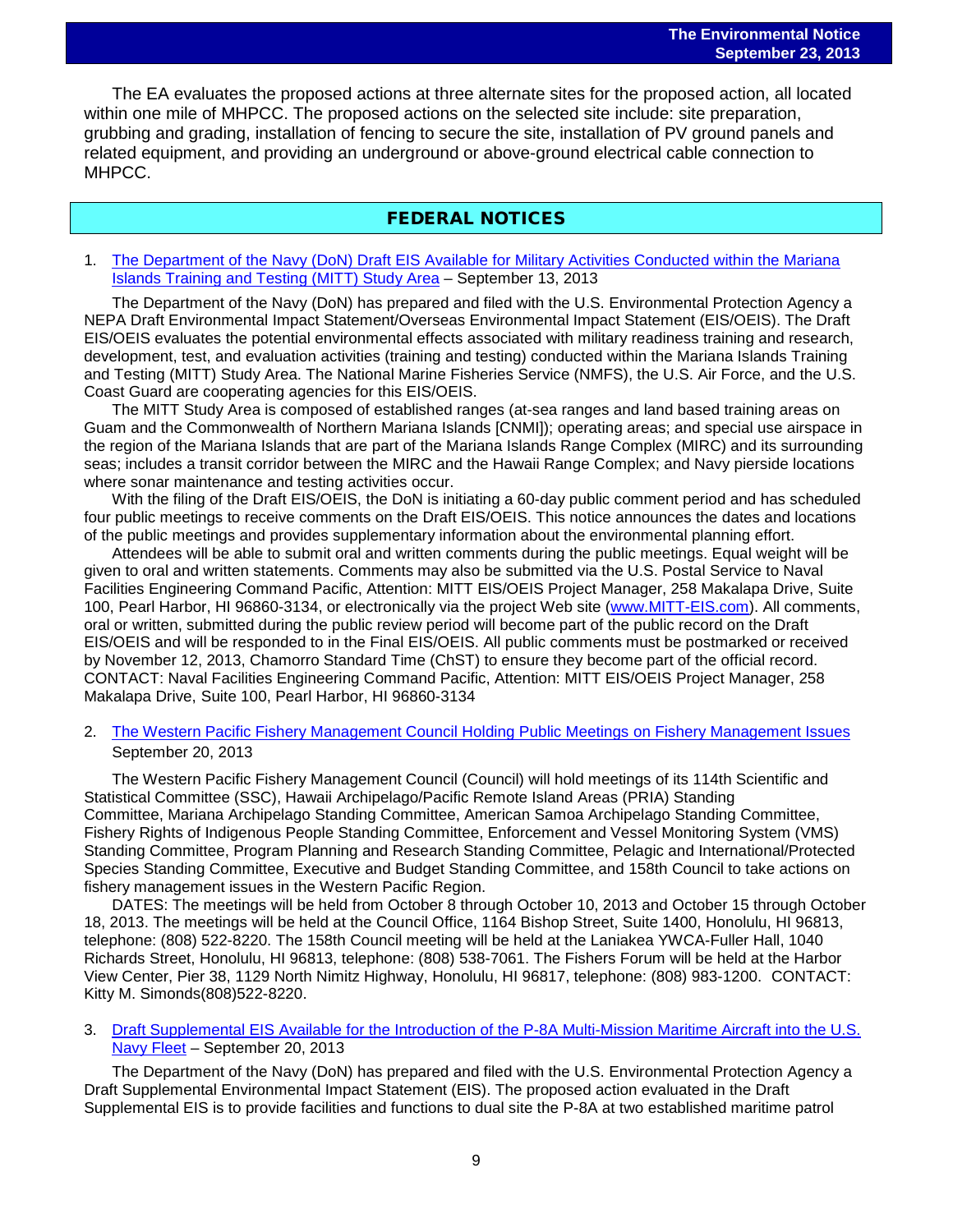The EA evaluates the proposed actions at three alternate sites for the proposed action, all located within one mile of MHPCC. The proposed actions on the selected site include: site preparation, grubbing and grading, installation of fencing to secure the site, installation of PV ground panels and related equipment, and providing an underground or above-ground electrical cable connection to MHPCC.

## FEDERAL NOTICES

1. The Department of the Navy (DoN) Draft EIS Available for Military Activities Conducted within the Mariana Islands Training and Testing (MITT) Study Area – September 13, 2013

The Department of the Navy (DoN) has prepared and filed with the U.S. Environmental Protection Agency a NEPA Draft Environmental Impact Statement/Overseas Environmental Impact Statement (EIS/OEIS). The Draft EIS/OEIS evaluates the potential environmental effects associated with military readiness training and research, development, test, and evaluation activities (training and testing) conducted within the Mariana Islands Training and Testing (MITT) Study Area. The National Marine Fisheries Service (NMFS), the U.S. Air Force, and the U.S. Coast Guard are cooperating agencies for this EIS/OEIS.

The MITT Study Area is composed of established ranges (at-sea ranges and land based training areas on Guam and the Commonwealth of Northern Mariana Islands [CNMI]); operating areas; and special use airspace in the region of the Mariana Islands that are part of the Mariana Islands Range Complex (MIRC) and its surrounding seas; includes a transit corridor between the MIRC and the Hawaii Range Complex; and Navy pierside locations where sonar maintenance and testing activities occur.

With the filing of the Draft EIS/OEIS, the DoN is initiating a 60-day public comment period and has scheduled four public meetings to receive comments on the Draft EIS/OEIS. This notice announces the dates and locations of the public meetings and provides supplementary information about the environmental planning effort.

Attendees will be able to submit oral and written comments during the public meetings. Equal weight will be given to oral and written statements. Comments may also be submitted via the U.S. Postal Service to Naval Facilities Engineering Command Pacific, Attention: MITT EIS/OEIS Project Manager, 258 Makalapa Drive, Suite 100, Pearl Harbor, HI 96860-3134, or electronically via the project Web site (www.MITT-EIS.com). All comments, oral or written, submitted during the public review period will become part of the public record on the Draft EIS/OEIS and will be responded to in the Final EIS/OEIS. All public comments must be postmarked or received by November 12, 2013, Chamorro Standard Time (ChST) to ensure they become part of the official record. CONTACT: Naval Facilities Engineering Command Pacific, Attention: MITT EIS/OEIS Project Manager, 258 Makalapa Drive, Suite 100, Pearl Harbor, HI 96860-3134

2. The Western Pacific Fishery Management Council Holding Public Meetings on Fishery Management Issues September 20, 2013

The Western Pacific Fishery Management Council (Council) will hold meetings of its 114th Scientific and Statistical Committee (SSC), Hawaii Archipelago/Pacific Remote Island Areas (PRIA) Standing Committee, Mariana Archipelago Standing Committee, American Samoa Archipelago Standing Committee, Fishery Rights of Indigenous People Standing Committee, Enforcement and Vessel Monitoring System (VMS) Standing Committee, Program Planning and Research Standing Committee, Pelagic and International/Protected Species Standing Committee, Executive and Budget Standing Committee, and 158th Council to take actions on fishery management issues in the Western Pacific Region.

DATES: The meetings will be held from October 8 through October 10, 2013 and October 15 through October 18, 2013. The meetings will be held at the Council Office, 1164 Bishop Street, Suite 1400, Honolulu, HI 96813, telephone: (808) 522-8220. The 158th Council meeting will be held at the Laniakea YWCA-Fuller Hall, 1040 Richards Street, Honolulu, HI 96813, telephone: (808) 538-7061. The Fishers Forum will be held at the Harbor View Center, Pier 38, 1129 North Nimitz Highway, Honolulu, HI 96817, telephone: (808) 983-1200. CONTACT: Kitty M. Simonds(808)522-8220.

3. Draft Supplemental EIS Available for the Introduction of the P-8A Multi-Mission Maritime Aircraft into the U.S. Navy Fleet – September 20, 2013

The Department of the Navy (DoN) has prepared and filed with the U.S. Environmental Protection Agency a Draft Supplemental Environmental Impact Statement (EIS). The proposed action evaluated in the Draft Supplemental EIS is to provide facilities and functions to dual site the P-8A at two established maritime patrol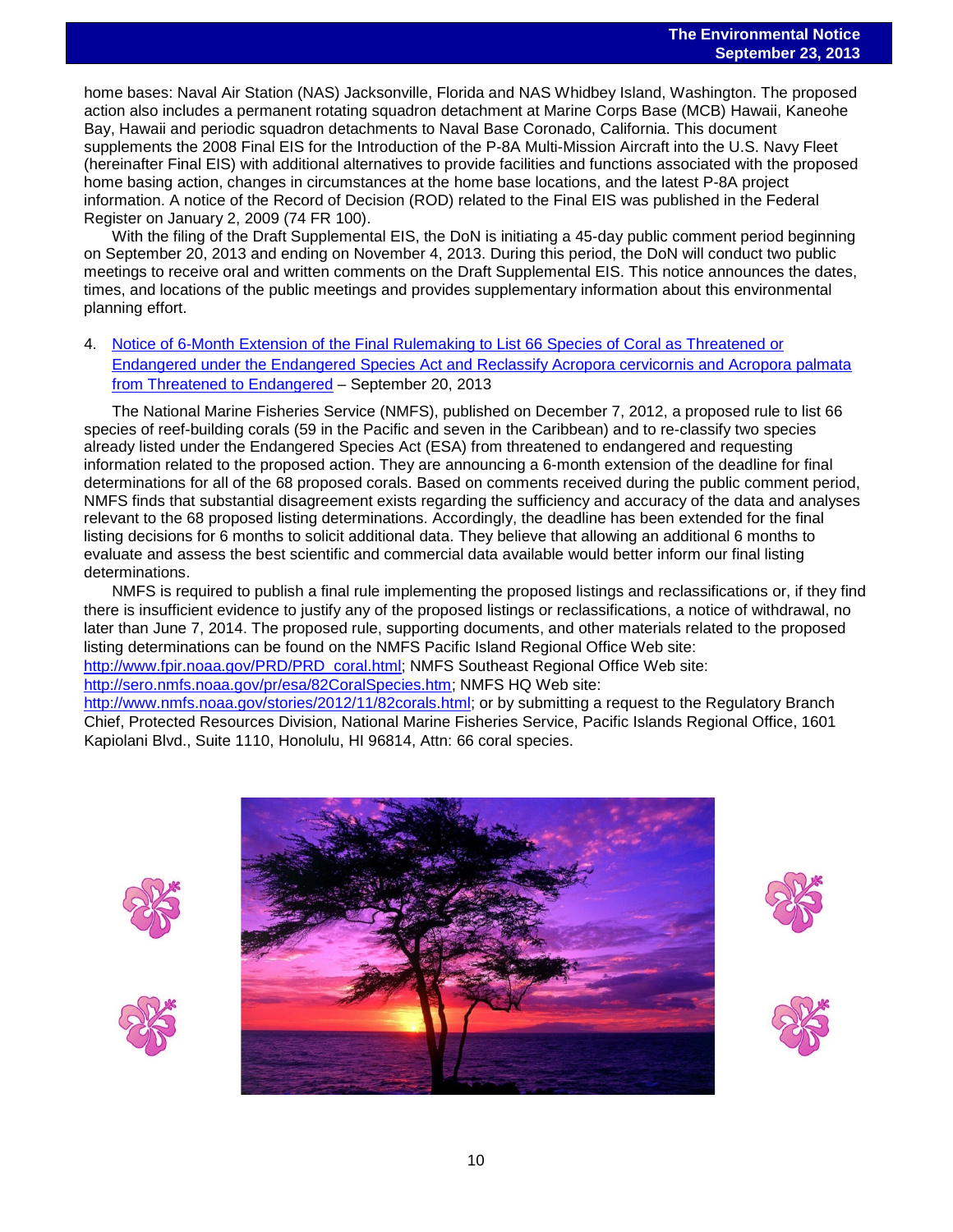home bases: Naval Air Station (NAS) Jacksonville, Florida and NAS Whidbey Island, Washington. The proposed action also includes a permanent rotating squadron detachment at Marine Corps Base (MCB) Hawaii, Kaneohe Bay, Hawaii and periodic squadron detachments to Naval Base Coronado, California. This document supplements the 2008 Final EIS for the Introduction of the P-8A Multi-Mission Aircraft into the U.S. Navy Fleet (hereinafter Final EIS) with additional alternatives to provide facilities and functions associated with the proposed home basing action, changes in circumstances at the home base locations, and the latest P-8A project information. A notice of the Record of Decision (ROD) related to the Final EIS was published in the Federal Register on January 2, 2009 (74 FR 100).

With the filing of the Draft Supplemental EIS, the DoN is initiating a 45-day public comment period beginning on September 20, 2013 and ending on November 4, 2013. During this period, the DoN will conduct two public meetings to receive oral and written comments on the Draft Supplemental EIS. This notice announces the dates, times, and locations of the public meetings and provides supplementary information about this environmental planning effort.

4. Notice of 6-Month Extension of the Final Rulemaking to List 66 Species of Coral as Threatened or Endangered under the Endangered Species Act and Reclassify Acropora cervicornis and Acropora palmata from Threatened to Endangered – September 20, 2013

The National Marine Fisheries Service (NMFS), published on December 7, 2012, a proposed rule to list 66 species of reef-building corals (59 in the Pacific and seven in the Caribbean) and to re-classify two species already listed under the Endangered Species Act (ESA) from threatened to endangered and requesting information related to the proposed action. They are announcing a 6-month extension of the deadline for final determinations for all of the 68 proposed corals. Based on comments received during the public comment period, NMFS finds that substantial disagreement exists regarding the sufficiency and accuracy of the data and analyses relevant to the 68 proposed listing determinations. Accordingly, the deadline has been extended for the final listing decisions for 6 months to solicit additional data. They believe that allowing an additional 6 months to evaluate and assess the best scientific and commercial data available would better inform our final listing determinations.

NMFS is required to publish a final rule implementing the proposed listings and reclassifications or, if they find there is insufficient evidence to justify any of the proposed listings or reclassifications, a notice of withdrawal, no later than June 7, 2014. The proposed rule, supporting documents, and other materials related to the proposed listing determinations can be found on the NMFS Pacific Island Regional Office Web site: http://www.fpir.noaa.gov/PRD/PRD_coral.html; NMFS Southeast Regional Office Web site: http://sero.nmfs.noaa.gov/pr/esa/82CoralSpecies.htm; NMFS HQ Web site: http://www.nmfs.noaa.gov/stories/2012/11/82corals.html; or by submitting a request to the Regulatory Branch Chief, Protected Resources Division, National Marine Fisheries Service, Pacific Islands Regional Office, 1601 Kapiolani Blvd., Suite 1110, Honolulu, HI 96814, Attn: 66 coral species.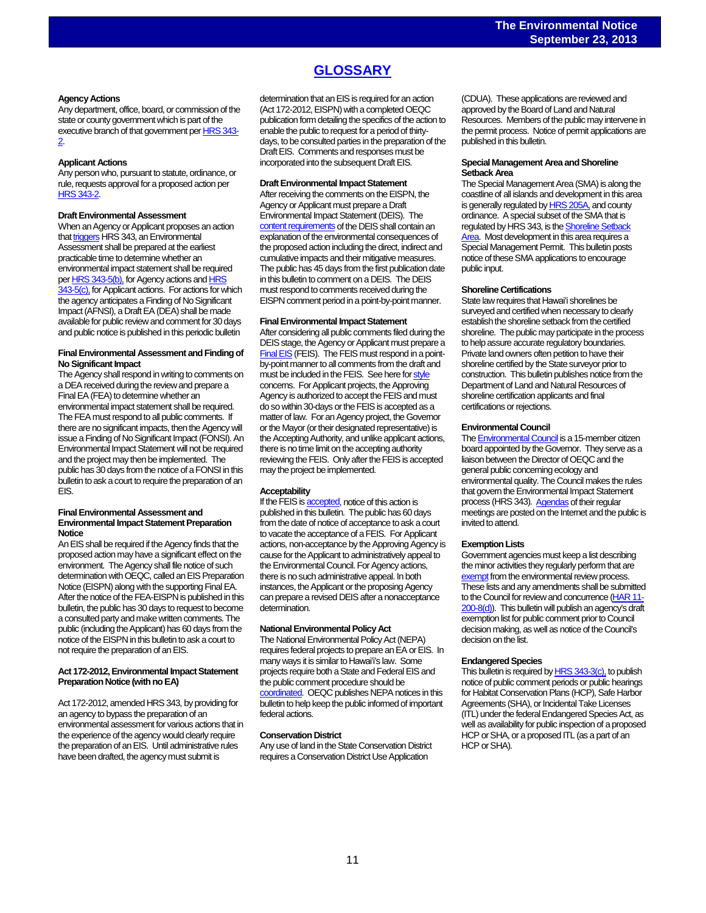# GLOSSARY

### Agency Actions

Any department, office, board, or commission of the state or county government which is part of the executive branch of that government per HRS 343-2.

### Applicant Actions

Any person who, pursuant to statute, ordinance, or rule, requests approval for a proposed action per HRS 343-2.

### Draft Environmental Assessment

When an Agency or Applicant proposes an action that triggers HRS 343, an Environmental Assessment shall be prepared at the earliest practicable time to determine whether an environmental impact statement shall be required per HRS 343-5(b), for Agency actions and HRS 343-5(c), for Applicant actions. For actions for which the agency anticipates a Finding of No Significant Impact (AFNSI), a Draft EA (DEA) shall be made available for public review and comment for 30 days and public notice is published in this periodic bulletin

### Final Environmental Assessment and Finding of No Significant Impact

The Agency shall respond in writing to comments on a DEA received during the review and prepare a Final EA (FEA) to determine whether an environmental impact statement shall be required. The FEA must respond to all public comments. If there are no significant impacts, then the Agency will issue a Finding of No Significant Impact (FONSI). An Environmental Impact Statement will not be required and the project may then be implemented. The public has 30 days from the notice of a FONSI in this bulletin to ask a court to require the preparation of an EIS.

### Final Environmental Assessment and Environmental Impact Statement Preparation Notice

An EIS shall be required if the Agency finds that the proposed action may have a significant effect on the environment. The Agency shall file notice of such determination with OEQC, called an EIS Preparation Notice (EISPN) along with the supporting Final EA. After the notice of the FEA-EISPN is published in this bulletin, the public has 30 days to request to become a consulted party and make written comments. The public (including the Applicant) has 60 days from the notice of the EISPN in this bulletin to ask a court to not require the preparation of an EIS.

### Act 172-2012, Environmental Impact Statement Preparation Notice (with no EA)

Act 172-2012, amended HRS 343, by providing for an agency to bypass the preparation of an environmental assessment for various actions that in the experience of the agency would clearly require the preparation of an EIS. Until administrative rules have been drafted, the agency must submit is determination that an EIS is required for an action (Act 172-2012, EISPN) with a completed OEQC publication form detailing the specifics of the action to enable the public to request for a period of thirty-days, to be consulted parties in the preparation of the Draft EIS. Comments and responses must be incorporated into the subsequent Draft EIS.

### Draft Environmental Impact Statement

After receiving the comments on the EISPN, the Agency or Applicant must prepare a Draft Environmental Impact Statement (DEIS). The content requirements of the DEIS shall contain an explanation of the environmental consequences of the proposed action including the direct, indirect and cumulative impacts and their mitigative measures. The public has 45 days from the first publication date in this bulletin to comment on a DEIS. The DEIS must respond to comments received during the EISPN comment period in a point-by-point manner.

### Final Environmental Impact Statement

After considering all public comments filed during the DEIS stage, the Agency or Applicant must prepare a Final EIS (FEIS). The FEIS must respond in a point-by-point manner to all comments from the draft and must be included in the FEIS. See here for style concerns. For Applicant projects, the Approving Agency is authorized to accept the FEIS and must do so within 30-days or the FEIS is accepted as a matter of law. For an Agency project, the Governor or the Mayor (or their designated representative) is the Accepting Authority, and unlike applicant actions, there is no time limit on the accepting authority reviewing the FEIS. Only after the FEIS is accepted may the project be implemented.

### Acceptability

If the FEIS is accepted, notice of this action is published in this bulletin. The public has 60 days from the date of notice of acceptance to ask a court to vacate the acceptance of a FEIS. For Applicant actions, non-acceptance by the Approving Agency is cause for the Applicant to administratively appeal to the Environmental Council. For Agency actions, there is no such administrative appeal. In both instances, the Applicant or the proposing Agency can prepare a revised DEIS after a nonacceptance determination.

### National Environmental Policy Act

The National Environmental Policy Act (NEPA) requires federal projects to prepare an EA or EIS. In many ways it is similar to Hawai'i's law. Some projects require both a State and Federal EIS and the public comment procedure should be coordinated. OEQC publishes NEPA notices in this bulletin to help keep the public informed of important federal actions.

### Conservation District

Any use of land in the State Conservation District requires a Conservation District Use Application (CDUA). These applications are reviewed and approved by the Board of Land and Natural Resources. Members of the public may intervene in the permit process. Notice of permit applications are published in this bulletin.

### Special Management Area and Shoreline Setback Area

The Special Management Area (SMA) is along the coastline of all islands and development in this area is generally regulated by HRS 205A, and county ordinance. A special subset of the SMA that is regulated by HRS 343, is the Shoreline Setback Area. Most development in this area requires a Special Management Permit. This bulletin posts notice of these SMA applications to encourage public input.

### Shoreline Certifications

State law requires that Hawai'i shorelines be surveyed and certified when necessary to clearly establish the shoreline setback from the certified shoreline. The public may participate in the process to help assure accurate regulatory boundaries. Private land owners often petition to have their shoreline certified by the State surveyor prior to construction. This bulletin publishes notice from the Department of Land and Natural Resources of shoreline certification applicants and final certifications or rejections.

### Environmental Council

The Environmental Council is a 15-member citizen board appointed by the Governor. They serve as a liaison between the Director of OEQC and the general public concerning ecology and environmental quality. The Council makes the rules that govern the Environmental Impact Statement process (HRS 343). Agendas of their regular meetings are posted on the Internet and the public is invited to attend.

### Exemption Lists

Government agencies must keep a list describing the minor activities they regularly perform that are exempt from the environmental review process. These lists and any amendments shall be submitted to the Council for review and concurrence (HAR 11-200-8(d)). This bulletin will publish an agency's draft exemption list for public comment prior to Council decision making, as well as notice of the Council's decision on the list.

### Endangered Species

This bulletin is required by HRS 343-3(c), to publish notice of public comment periods or public hearings for Habitat Conservation Plans (HCP), Safe Harbor Agreements (SHA), or Incidental Take Licenses (ITL) under the federal Endangered Species Act, as well as availability for public inspection of a proposed HCP or SHA, or a proposed ITL (as a part of an HCP or SHA).